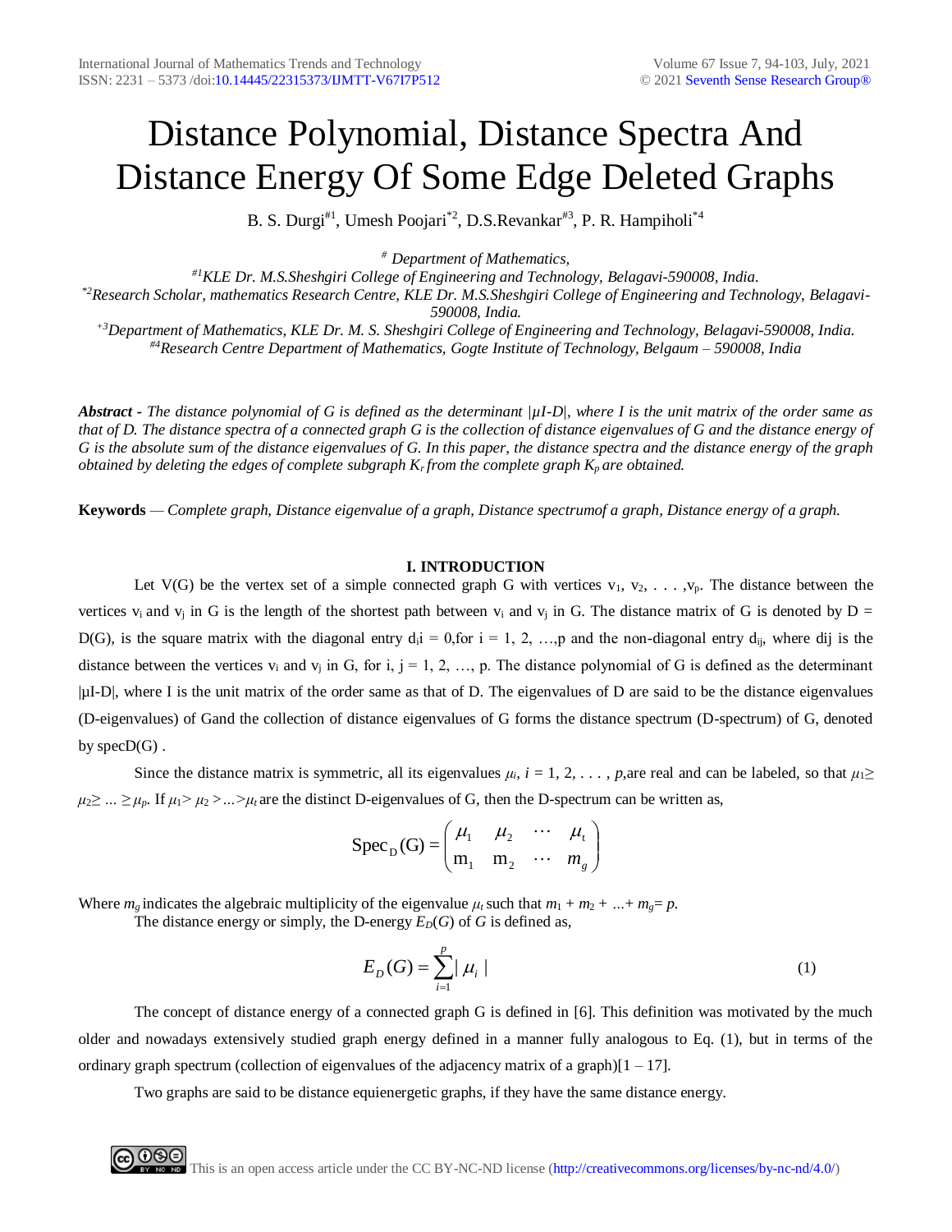# Distance Polynomial, Distance Spectra And Distance Energy Of Some Edge Deleted Graphs

B. S. Durgi[#1], Umesh Poojari[*2], D.S.Revankar[#3], P. R. Hampiholi[*4]

*[#] Department of Mathematics,*
*[#1]KLE Dr. M.S.Sheshgiri College of Engineering and Technology, Belagavi-590008, India.*
*[*2]Research Scholar, mathematics Research Centre, KLE Dr. M.S.Sheshgiri College of Engineering and Technology, Belagavi-590008, India.*
*[+3]Department of Mathematics, KLE Dr. M. S. Sheshgiri College of Engineering and Technology, Belagavi-590008, India.*
*[#4]Research Centre Department of Mathematics, Gogte Institute of Technology, Belgaum – 590008, India*

***Abstract*** *- The distance polynomial of G is defined as the determinant |μI-D|, where I is the unit matrix of the order same as that of D. The distance spectra of a connected graph G is the collection of distance eigenvalues of G and the distance energy of G is the absolute sum of the distance eigenvalues of G. In this paper, the distance spectra and the distance energy of the graph obtained by deleting the edges of complete subgraph $K_r$ from the complete graph $K_p$ are obtained.*

**Keywords** — *Complete graph, Distance eigenvalue of a graph, Distance spectrumof a graph, Distance energy of a graph.*

## I. INTRODUCTION

Let V(G) be the vertex set of a simple connected graph G with vertices $v_1, v_2, \ldots, v_p$. The distance between the vertices $v_i$ and $v_j$ in G is the length of the shortest path between $v_i$ and $v_j$ in G. The distance matrix of G is denoted by D = D(G), is the square matrix with the diagonal entry $d_i i = 0$,for i = 1, 2, …,p and the non-diagonal entry $d_{ij}$, where dij is the distance between the vertices $v_i$ and $v_j$ in G, for i, j = 1, 2, …, p. The distance polynomial of G is defined as the determinant |μI-D|, where I is the unit matrix of the order same as that of D. The eigenvalues of D are said to be the distance eigenvalues (D-eigenvalues) of Gand the collection of distance eigenvalues of G forms the distance spectrum (D-spectrum) of G, denoted by specD(G) .

Since the distance matrix is symmetric, all its eigenvalues $\mu_i$, $i = 1, 2, \ldots, p$,are real and can be labeled, so that $\mu_1 \geq \mu_2 \geq \ldots \geq \mu_p$. If $\mu_1 > \mu_2 > \ldots > \mu_t$ are the distinct D-eigenvalues of G, then the D-spectrum can be written as,

$$\text{Spec}_D(G) = \begin{pmatrix} \mu_1 & \mu_2 & \cdots & \mu_t \\ m_1 & m_2 & \cdots & m_g \end{pmatrix}$$

Where $m_g$ indicates the algebraic multiplicity of the eigenvalue $\mu_t$ such that $m_1 + m_2 + \ldots + m_g = p$.

The distance energy or simply, the D-energy $E_D(G)$ of $G$ is defined as,

$$E_D(G) = \sum_{i=1}^{p} |\mu_i| \tag{1}$$

The concept of distance energy of a connected graph G is defined in [6]. This definition was motivated by the much older and nowadays extensively studied graph energy defined in a manner fully analogous to Eq. (1), but in terms of the ordinary graph spectrum (collection of eigenvalues of the adjacency matrix of a graph)[1 – 17].

Two graphs are said to be distance equienergetic graphs, if they have the same distance energy.

This is an open access article under the CC BY-NC-ND license (http://creativecommons.org/licenses/by-nc-nd/4.0/)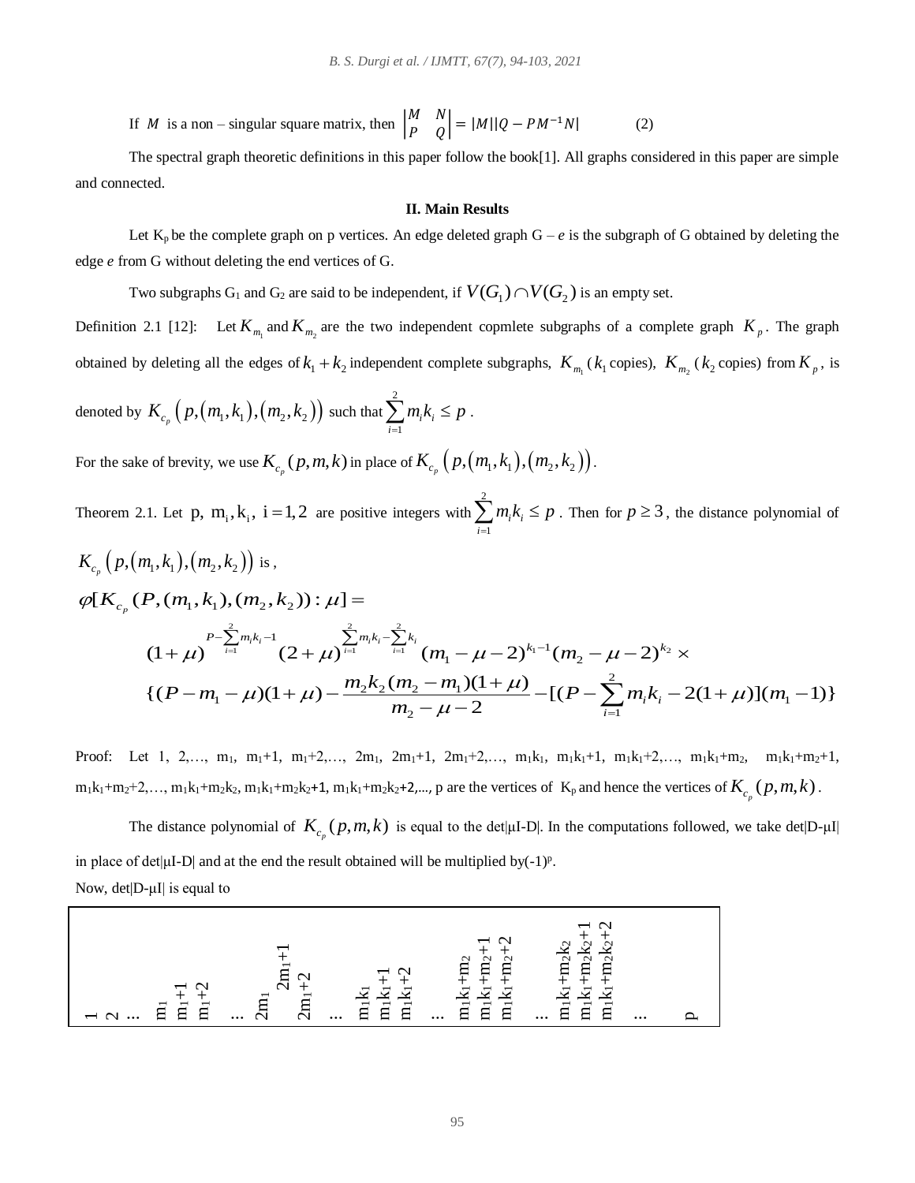If $M$ is a non – singular square matrix, then $\begin{vmatrix} M & N \\ P & Q \end{vmatrix} = |M||Q - PM^{-1}N|$ (2)

The spectral graph theoretic definitions in this paper follow the book[1]. All graphs considered in this paper are simple and connected.

## II. Main Results

Let $K_p$ be the complete graph on p vertices. An edge deleted graph $G – e$ is the subgraph of G obtained by deleting the edge $e$ from G without deleting the end vertices of G.

Two subgraphs $G_1$ and $G_2$ are said to be independent, if $V(G_1) \cap V(G_2)$ is an empty set.

Definition 2.1 [12]: Let $K_{m_1}$ and $K_{m_2}$ are the two independent copmlete subgraphs of a complete graph $K_p$. The graph obtained by deleting all the edges of $k_1 + k_2$ independent complete subgraphs, $K_{m_1}$ ($k_1$ copies), $K_{m_2}$ ($k_2$ copies) from $K_p$, is denoted by $K_{c_p}\left(p,(m_1,k_1),(m_2,k_2)\right)$ such that $\sum_{i=1}^{2} m_i k_i \le p$.

For the sake of brevity, we use $K_{c_p}(p,m,k)$ in place of $K_{c_p}\left(p,(m_1,k_1),(m_2,k_2)\right)$.

Theorem 2.1. Let $p,\ m_i, k_i,\ i = 1,2$ are positive integers with $\sum_{i=1}^{2} m_i k_i \le p$. Then for $p \ge 3$, the distance polynomial of $K_{c_p}\left(p,(m_1,k_1),(m_2,k_2)\right)$ is ,

$$\varphi[K_{c_p}(P,(m_1,k_1),(m_2,k_2)):\mu] =$$

$$(1+\mu)^{P-\sum_{i=1}^{2} m_i k_i - 1}(2+\mu)^{\sum_{i=1}^{2} m_i k_i - \sum_{i=1}^{2} k_i}(m_1-\mu-2)^{k_1-1}(m_2-\mu-2)^{k_2} \times$$

$$\{(P-m_1-\mu)(1+\mu) - \frac{m_2 k_2 (m_2-m_1)(1+\mu)}{m_2-\mu-2} - [(P-\sum_{i=1}^{2} m_i k_i - 2(1+\mu)](m_1-1)\}$$

Proof: Let 1, 2,…, $m_1$, $m_1+1$, $m_1+2$,…, $2m_1$, $2m_1+1$, $2m_1+2$,…, $m_1k_1$, $m_1k_1+1$, $m_1k_1+2$,…, $m_1k_1+m_2$, $m_1k_1+m_2+1$, $m_1k_1+m_2+2$,…, $m_1k_1+m_2k_2$, $m_1k_1+m_2k_2+1$, $m_1k_1+m_2k_2+2$,…, p are the vertices of $K_p$ and hence the vertices of $K_{c_p}(p,m,k)$.

The distance polynomial of $K_{c_p}(p,m,k)$ is equal to the det|μI-D|. In the computations followed, we take det|D-μI| in place of det|μI-D| and at the end the result obtained will be multiplied by$(-1)^p$.

Now, det|D-μI| is equal to

| 1 | 2 | … | $m_1$ | $m_1+1$ | $m_1+2$ | … | $2m_1$ | $2m_1+1$ | $2m_1+2$ | … | $m_1k_1$ | $m_1k_1+1$ | $m_1k_1+2$ | … | $m_1k_1+m_2$ | $m_1k_1+m_2+1$ | $m_1k_1+m_2+2$ | … | $m_1k_1+m_2k_2$ | $m_1k_1+m_2k_2+1$ | $m_1k_1+m_2k_2+2$ | … | p |
|---|---|---|---|---|---|---|---|---|---|---|---|---|---|---|---|---|---|---|---|---|---|---|---|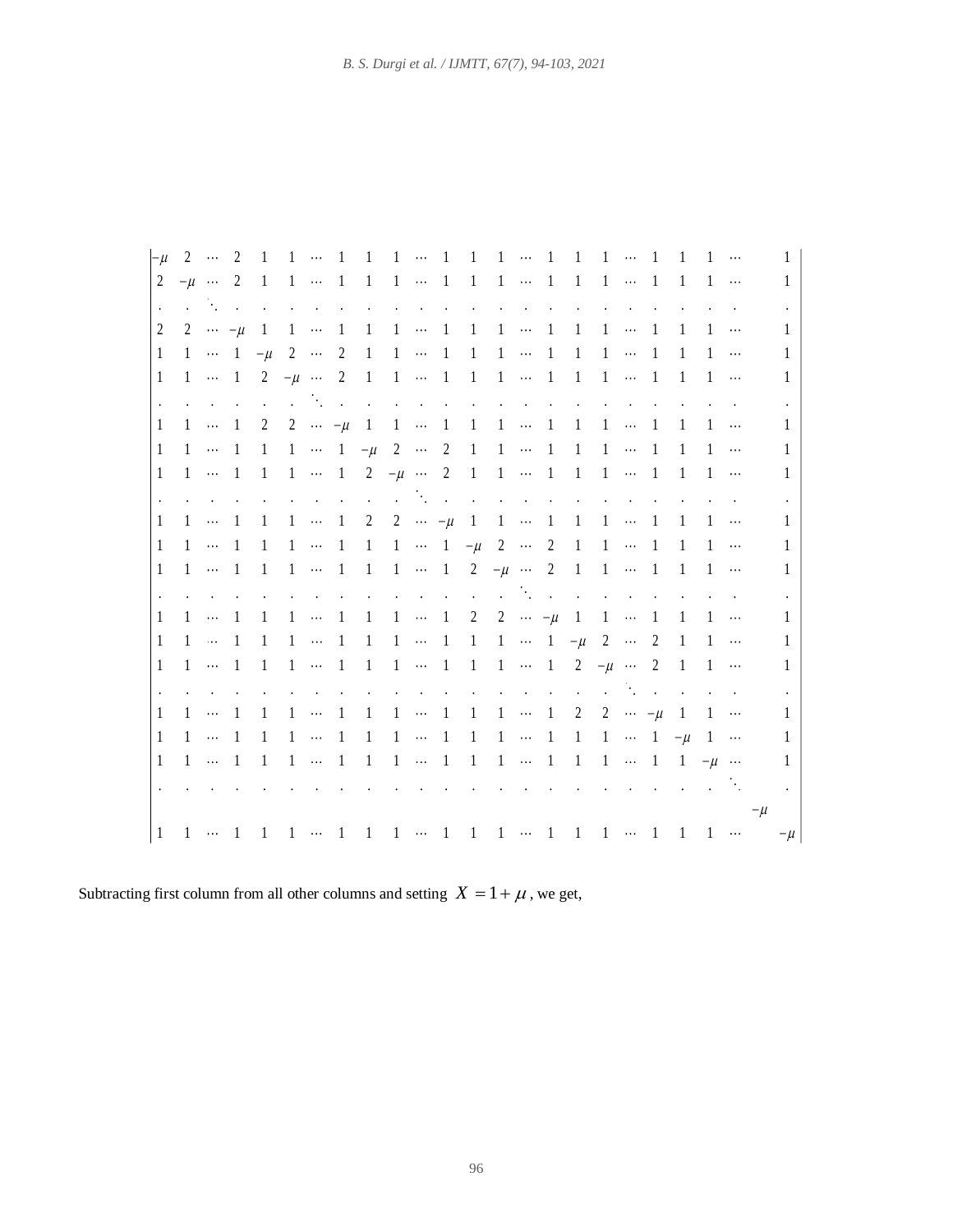$$
\begin{vmatrix}
-\mu & 2 & \cdots & 2 & 1 & 1 & \cdots & 1 & 1 & 1 & \cdots & 1 & 1 & 1 & \cdots & 1 & 1 & 1 & \cdots & 1 & 1 & 1 & \cdots & & 1 \\
2 & -\mu & \cdots & 2 & 1 & 1 & \cdots & 1 & 1 & 1 & \cdots & 1 & 1 & 1 & \cdots & 1 & 1 & 1 & \cdots & 1 & 1 & 1 & \cdots & & 1 \\
. & . & \ddots & . & . & . & . & . & . & . & . & . & . & . & . & . & . & . & . & . & . & . & . & & . \\
2 & 2 & \cdots & -\mu & 1 & 1 & \cdots & 1 & 1 & 1 & \cdots & 1 & 1 & 1 & \cdots & 1 & 1 & 1 & \cdots & 1 & 1 & 1 & \cdots & & 1 \\
1 & 1 & \cdots & 1 & -\mu & 2 & \cdots & 2 & 1 & 1 & \cdots & 1 & 1 & 1 & \cdots & 1 & 1 & 1 & \cdots & 1 & 1 & 1 & \cdots & & 1 \\
1 & 1 & \cdots & 1 & 2 & -\mu & \cdots & 2 & 1 & 1 & \cdots & 1 & 1 & 1 & \cdots & 1 & 1 & 1 & \cdots & 1 & 1 & 1 & \cdots & & 1 \\
. & . & . & . & . & . & \ddots & . & . & . & . & . & . & . & . & . & . & . & . & . & . & . & . & & . \\
1 & 1 & \cdots & 1 & 2 & 2 & \cdots & -\mu & 1 & 1 & \cdots & 1 & 1 & 1 & \cdots & 1 & 1 & 1 & \cdots & 1 & 1 & 1 & \cdots & & 1 \\
1 & 1 & \cdots & 1 & 1 & 1 & \cdots & 1 & -\mu & 2 & \cdots & 2 & 1 & 1 & \cdots & 1 & 1 & 1 & \cdots & 1 & 1 & 1 & \cdots & & 1 \\
1 & 1 & \cdots & 1 & 1 & 1 & \cdots & 1 & 2 & -\mu & \cdots & 2 & 1 & 1 & \cdots & 1 & 1 & 1 & \cdots & 1 & 1 & 1 & \cdots & & 1 \\
. & . & . & . & . & . & . & . & . & . & \ddots & . & . & . & . & . & . & . & . & . & . & . & . & & . \\
1 & 1 & \cdots & 1 & 1 & 1 & \cdots & 1 & 2 & 2 & \cdots & -\mu & 1 & 1 & \cdots & 1 & 1 & 1 & \cdots & 1 & 1 & 1 & \cdots & & 1 \\
1 & 1 & \cdots & 1 & 1 & 1 & \cdots & 1 & 1 & 1 & \cdots & 1 & -\mu & 2 & \cdots & 2 & 1 & 1 & \cdots & 1 & 1 & 1 & \cdots & & 1 \\
1 & 1 & \cdots & 1 & 1 & 1 & \cdots & 1 & 1 & 1 & \cdots & 1 & 2 & -\mu & \cdots & 2 & 1 & 1 & \cdots & 1 & 1 & 1 & \cdots & & 1 \\
. & . & . & . & . & . & . & . & . & . & . & . & . & . & \ddots & . & . & . & . & . & . & . & . & & . \\
1 & 1 & \cdots & 1 & 1 & 1 & \cdots & 1 & 1 & 1 & \cdots & 1 & 2 & 2 & \cdots & -\mu & 1 & 1 & \cdots & 1 & 1 & 1 & \cdots & & 1 \\
1 & 1 & \cdots & 1 & 1 & 1 & \cdots & 1 & 1 & 1 & \cdots & 1 & 1 & 1 & \cdots & 1 & -\mu & 2 & \cdots & 2 & 1 & 1 & \cdots & & 1 \\
1 & 1 & \cdots & 1 & 1 & 1 & \cdots & 1 & 1 & 1 & \cdots & 1 & 1 & 1 & \cdots & 1 & 2 & -\mu & \cdots & 2 & 1 & 1 & \cdots & & 1 \\
. & . & . & . & . & . & . & . & . & . & . & . & . & . & . & . & . & . & \ddots & . & . & . & . & & . \\
1 & 1 & \cdots & 1 & 1 & 1 & \cdots & 1 & 1 & 1 & \cdots & 1 & 1 & 1 & \cdots & 1 & 2 & 2 & \cdots & -\mu & 1 & 1 & \cdots & & 1 \\
1 & 1 & \cdots & 1 & 1 & 1 & \cdots & 1 & 1 & 1 & \cdots & 1 & 1 & 1 & \cdots & 1 & 1 & 1 & \cdots & 1 & -\mu & 1 & \cdots & & 1 \\
1 & 1 & \cdots & 1 & 1 & 1 & \cdots & 1 & 1 & 1 & \cdots & 1 & 1 & 1 & \cdots & 1 & 1 & 1 & \cdots & 1 & 1 & -\mu & \cdots & & 1 \\
. & . & . & . & . & . & . & . & . & . & . & . & . & . & . & . & . & . & . & . & . & . & \ddots & & . \\
 & & & & & & & & & & & & & & & & & & & & & & & -\mu & \\
1 & 1 & \cdots & 1 & 1 & 1 & \cdots & 1 & 1 & 1 & \cdots & 1 & 1 & 1 & \cdots & 1 & 1 & 1 & \cdots & 1 & 1 & 1 & \cdots & & -\mu
\end{vmatrix}
$$

Subtracting first column from all other columns and setting $X = 1 + \mu$, we get,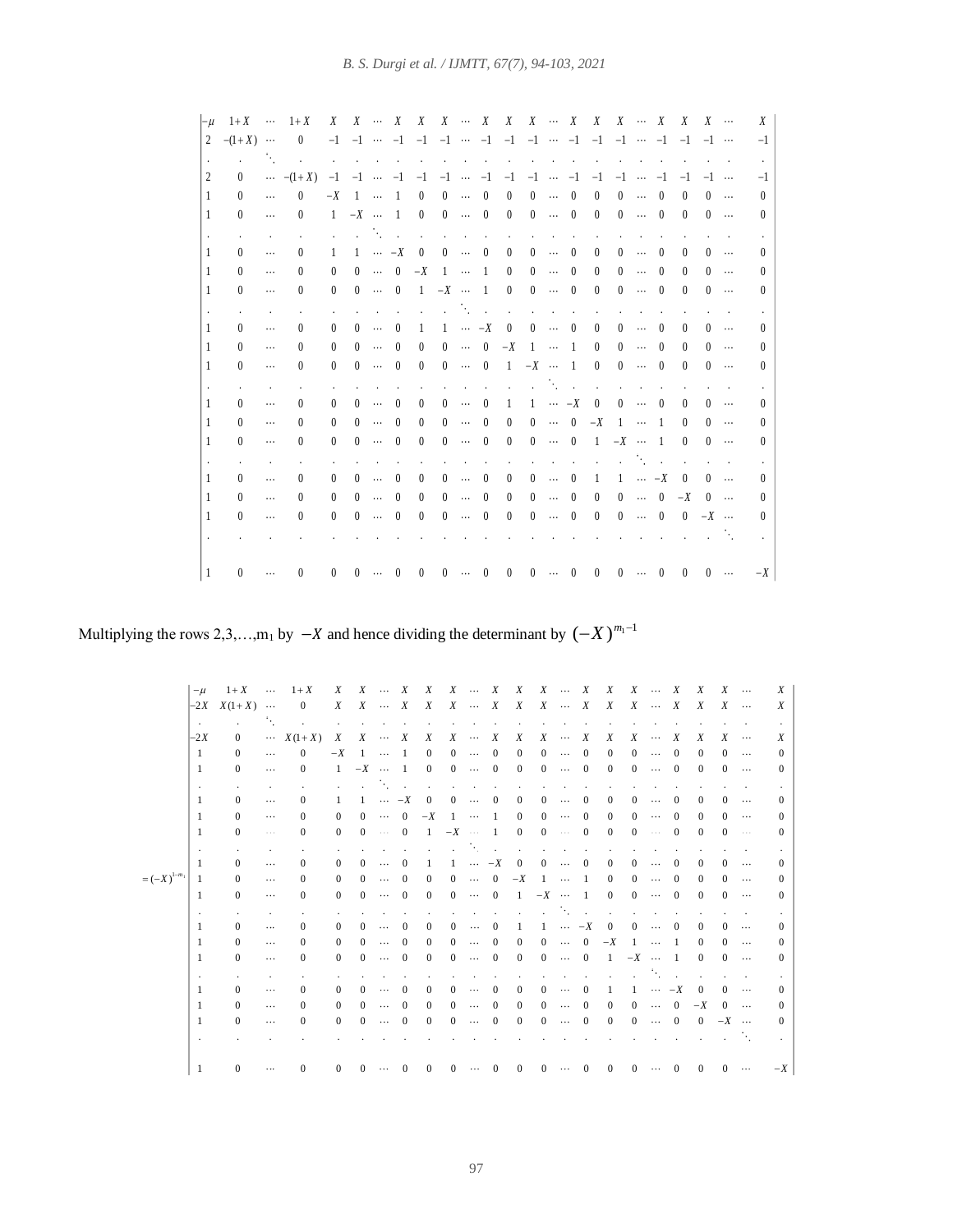$$
\begin{vmatrix}
-\mu & 1+X & \cdots & 1+X & X & X & \cdots & X & X & X & \cdots & X & X & X & \cdots & X & X & X & \cdots & X & X & X & X & \cdots & X \\
2 & -(1+X) & \cdots & 0 & -1 & -1 & \cdots & -1 & -1 & -1 & \cdots & -1 & -1 & -1 & \cdots & -1 & -1 & -1 & \cdots & -1 & -1 & -1 & -1 & \cdots & -1 \\
\cdot & \cdot & \ddots & \cdot & \cdot & \cdot & \cdot & \cdot & \cdot & \cdot & \cdot & \cdot & \cdot & \cdot & \cdot & \cdot & \cdot & \cdot & \cdot & \cdot & \cdot & \cdot & \cdot & \cdot & \cdot \\
2 & 0 & \cdots & -(1+X) & -1 & -1 & \cdots & -1 & -1 & -1 & \cdots & -1 & -1 & -1 & \cdots & -1 & -1 & -1 & \cdots & -1 & -1 & -1 & -1 & \cdots & -1 \\
1 & 0 & \cdots & 0 & -X & 1 & \cdots & 1 & 0 & 0 & \cdots & 0 & 0 & 0 & \cdots & 0 & 0 & 0 & \cdots & 0 & 0 & 0 & 0 & \cdots & 0 \\
1 & 0 & \cdots & 0 & 1 & -X & \cdots & 1 & 0 & 0 & \cdots & 0 & 0 & 0 & \cdots & 0 & 0 & 0 & \cdots & 0 & 0 & 0 & 0 & \cdots & 0 \\
\cdot & \cdot & \cdot & \cdot & \cdot & \cdot & \ddots & \cdot & \cdot & \cdot & \cdot & \cdot & \cdot & \cdot & \cdot & \cdot & \cdot & \cdot & \cdot & \cdot & \cdot & \cdot & \cdot & \cdot & \cdot \\
1 & 0 & \cdots & 0 & 1 & 1 & \cdots & -X & 0 & 0 & \cdots & 0 & 0 & 0 & \cdots & 0 & 0 & 0 & \cdots & 0 & 0 & 0 & 0 & \cdots & 0 \\
1 & 0 & \cdots & 0 & 0 & 0 & \cdots & 0 & -X & 1 & \cdots & 1 & 0 & 0 & \cdots & 0 & 0 & 0 & \cdots & 0 & 0 & 0 & 0 & \cdots & 0 \\
1 & 0 & \cdots & 0 & 0 & 0 & \cdots & 0 & 1 & -X & \cdots & 1 & 0 & 0 & \cdots & 0 & 0 & 0 & \cdots & 0 & 0 & 0 & 0 & \cdots & 0 \\
\cdot & \cdot & \cdot & \cdot & \cdot & \cdot & \cdot & \cdot & \cdot & \cdot & \ddots & \cdot & \cdot & \cdot & \cdot & \cdot & \cdot & \cdot & \cdot & \cdot & \cdot & \cdot & \cdot & \cdot & \cdot \\
1 & 0 & \cdots & 0 & 0 & 0 & \cdots & 0 & 1 & 1 & \cdots & -X & 0 & 0 & \cdots & 0 & 0 & 0 & \cdots & 0 & 0 & 0 & 0 & \cdots & 0 \\
1 & 0 & \cdots & 0 & 0 & 0 & \cdots & 0 & 0 & 0 & \cdots & 0 & -X & 1 & \cdots & 1 & 0 & 0 & \cdots & 0 & 0 & 0 & 0 & \cdots & 0 \\
1 & 0 & \cdots & 0 & 0 & 0 & \cdots & 0 & 0 & 0 & \cdots & 0 & 1 & -X & \cdots & 1 & 0 & 0 & \cdots & 0 & 0 & 0 & 0 & \cdots & 0 \\
\cdot & \cdot & \cdot & \cdot & \cdot & \cdot & \cdot & \cdot & \cdot & \cdot & \cdot & \cdot & \cdot & \cdot & \ddots & \cdot & \cdot & \cdot & \cdot & \cdot & \cdot & \cdot & \cdot & \cdot & \cdot \\
1 & 0 & \cdots & 0 & 0 & 0 & \cdots & 0 & 0 & 0 & \cdots & 0 & 1 & 1 & \cdots & -X & 0 & 0 & \cdots & 0 & 0 & 0 & 0 & \cdots & 0 \\
1 & 0 & \cdots & 0 & 0 & 0 & \cdots & 0 & 0 & 0 & \cdots & 0 & 0 & 0 & \cdots & 0 & -X & 1 & \cdots & 1 & 0 & 0 & 0 & \cdots & 0 \\
1 & 0 & \cdots & 0 & 0 & 0 & \cdots & 0 & 0 & 0 & \cdots & 0 & 0 & 0 & \cdots & 0 & 1 & -X & \cdots & 1 & 0 & 0 & 0 & \cdots & 0 \\
\cdot & \cdot & \cdot & \cdot & \cdot & \cdot & \cdot & \cdot & \cdot & \cdot & \cdot & \cdot & \cdot & \cdot & \cdot & \cdot & \cdot & \cdot & \ddots & \cdot & \cdot & \cdot & \cdot & \cdot & \cdot \\
1 & 0 & \cdots & 0 & 0 & 0 & \cdots & 0 & 0 & 0 & \cdots & 0 & 0 & 0 & \cdots & 0 & 1 & 1 & \cdots & -X & 0 & 0 & 0 & \cdots & 0 \\
1 & 0 & \cdots & 0 & 0 & 0 & \cdots & 0 & 0 & 0 & \cdots & 0 & 0 & 0 & \cdots & 0 & 0 & 0 & \cdots & 0 & -X & 0 & 0 & \cdots & 0 \\
1 & 0 & \cdots & 0 & 0 & 0 & \cdots & 0 & 0 & 0 & \cdots & 0 & 0 & 0 & \cdots & 0 & 0 & 0 & \cdots & 0 & 0 & -X & 0 & \cdots & 0 \\
\cdot & \cdot & \cdot & \cdot & \cdot & \cdot & \cdot & \cdot & \cdot & \cdot & \cdot & \cdot & \cdot & \cdot & \cdot & \cdot & \cdot & \cdot & \cdot & \cdot & \cdot & \cdot & \cdot & \ddots & \cdot \\
1 & 0 & \cdots & 0 & 0 & 0 & \cdots & 0 & 0 & 0 & \cdots & 0 & 0 & 0 & \cdots & 0 & 0 & 0 & \cdots & 0 & 0 & 0 & 0 & \cdots & -X
\end{vmatrix}
$$

Multiplying the rows $2,3,\ldots,m_1$ by $-X$ and hence dividing the determinant by $(-X)^{m_1-1}$

$$
=(-X)^{1-m_1}
\begin{vmatrix}
-\mu & 1+X & \cdots & 1+X & X & X & \cdots & X & X & X & \cdots & X & X & X & \cdots & X & X & X & \cdots & X & X & X & X & \cdots & X \\
-2X & X(1+X) & \cdots & 0 & X & X & \cdots & X & X & X & \cdots & X & X & X & \cdots & X & X & X & \cdots & X & X & X & X & \cdots & X \\
\cdot & \cdot & \ddots & \cdot & \cdot & \cdot & \cdot & \cdot & \cdot & \cdot & \cdot & \cdot & \cdot & \cdot & \cdot & \cdot & \cdot & \cdot & \cdot & \cdot & \cdot & \cdot & \cdot & \cdot & \cdot \\
-2X & 0 & \cdots & X(1+X) & X & X & \cdots & X & X & X & \cdots & X & X & X & \cdots & X & X & X & \cdots & X & X & X & X & \cdots & X \\
1 & 0 & \cdots & 0 & -X & 1 & \cdots & 1 & 0 & 0 & \cdots & 0 & 0 & 0 & \cdots & 0 & 0 & 0 & \cdots & 0 & 0 & 0 & 0 & \cdots & 0 \\
1 & 0 & \cdots & 0 & 1 & -X & \cdots & 1 & 0 & 0 & \cdots & 0 & 0 & 0 & \cdots & 0 & 0 & 0 & \cdots & 0 & 0 & 0 & 0 & \cdots & 0 \\
\cdot & \cdot & \cdot & \cdot & \cdot & \cdot & \ddots & \cdot & \cdot & \cdot & \cdot & \cdot & \cdot & \cdot & \cdot & \cdot & \cdot & \cdot & \cdot & \cdot & \cdot & \cdot & \cdot & \cdot & \cdot \\
1 & 0 & \cdots & 0 & 1 & 1 & \cdots & -X & 0 & 0 & \cdots & 0 & 0 & 0 & \cdots & 0 & 0 & 0 & \cdots & 0 & 0 & 0 & 0 & \cdots & 0 \\
1 & 0 & \cdots & 0 & 0 & 0 & \cdots & 0 & -X & 1 & \cdots & 1 & 0 & 0 & \cdots & 0 & 0 & 0 & \cdots & 0 & 0 & 0 & 0 & \cdots & 0 \\
1 & 0 & \cdots & 0 & 0 & 0 & \cdots & 0 & 1 & -X & \cdots & 1 & 0 & 0 & \cdots & 0 & 0 & 0 & \cdots & 0 & 0 & 0 & 0 & \cdots & 0 \\
\cdot & \cdot & \cdot & \cdot & \cdot & \cdot & \cdot & \cdot & \cdot & \cdot & \ddots & \cdot & \cdot & \cdot & \cdot & \cdot & \cdot & \cdot & \cdot & \cdot & \cdot & \cdot & \cdot & \cdot & \cdot \\
1 & 0 & \cdots & 0 & 0 & 0 & \cdots & 0 & 1 & 1 & \cdots & -X & 0 & 0 & \cdots & 0 & 0 & 0 & \cdots & 0 & 0 & 0 & 0 & \cdots & 0 \\
1 & 0 & \cdots & 0 & 0 & 0 & \cdots & 0 & 0 & 0 & \cdots & 0 & -X & 1 & \cdots & 1 & 0 & 0 & \cdots & 0 & 0 & 0 & 0 & \cdots & 0 \\
1 & 0 & \cdots & 0 & 0 & 0 & \cdots & 0 & 0 & 0 & \cdots & 0 & 1 & -X & \cdots & 1 & 0 & 0 & \cdots & 0 & 0 & 0 & 0 & \cdots & 0 \\
\cdot & \cdot & \cdot & \cdot & \cdot & \cdot & \cdot & \cdot & \cdot & \cdot & \cdot & \cdot & \cdot & \cdot & \ddots & \cdot & \cdot & \cdot & \cdot & \cdot & \cdot & \cdot & \cdot & \cdot & \cdot \\
1 & 0 & \cdots & 0 & 0 & 0 & \cdots & 0 & 0 & 0 & \cdots & 0 & 1 & 1 & \cdots & -X & 0 & 0 & \cdots & 0 & 0 & 0 & 0 & \cdots & 0 \\
1 & 0 & \cdots & 0 & 0 & 0 & \cdots & 0 & 0 & 0 & \cdots & 0 & 0 & 0 & \cdots & 0 & -X & 1 & \cdots & 1 & 0 & 0 & 0 & \cdots & 0 \\
1 & 0 & \cdots & 0 & 0 & 0 & \cdots & 0 & 0 & 0 & \cdots & 0 & 0 & 0 & \cdots & 0 & 1 & -X & \cdots & 1 & 0 & 0 & 0 & \cdots & 0 \\
\cdot & \cdot & \cdot & \cdot & \cdot & \cdot & \cdot & \cdot & \cdot & \cdot & \cdot & \cdot & \cdot & \cdot & \cdot & \cdot & \cdot & \cdot & \ddots & \cdot & \cdot & \cdot & \cdot & \cdot & \cdot \\
1 & 0 & \cdots & 0 & 0 & 0 & \cdots & 0 & 0 & 0 & \cdots & 0 & 0 & 0 & \cdots & 0 & 1 & 1 & \cdots & -X & 0 & 0 & 0 & \cdots & 0 \\
1 & 0 & \cdots & 0 & 0 & 0 & \cdots & 0 & 0 & 0 & \cdots & 0 & 0 & 0 & \cdots & 0 & 0 & 0 & \cdots & 0 & -X & 0 & 0 & \cdots & 0 \\
1 & 0 & \cdots & 0 & 0 & 0 & \cdots & 0 & 0 & 0 & \cdots & 0 & 0 & 0 & \cdots & 0 & 0 & 0 & \cdots & 0 & 0 & -X & 0 & \cdots & 0 \\
\cdot & \cdot & \cdot & \cdot & \cdot & \cdot & \cdot & \cdot & \cdot & \cdot & \cdot & \cdot & \cdot & \cdot & \cdot & \cdot & \cdot & \cdot & \cdot & \cdot & \cdot & \cdot & \cdot & \ddots & \cdot \\
1 & 0 & \cdots & 0 & 0 & 0 & \cdots & 0 & 0 & 0 & \cdots & 0 & 0 & 0 & \cdots & 0 & 0 & 0 & \cdots & 0 & 0 & 0 & 0 & \cdots & -X
\end{vmatrix}
$$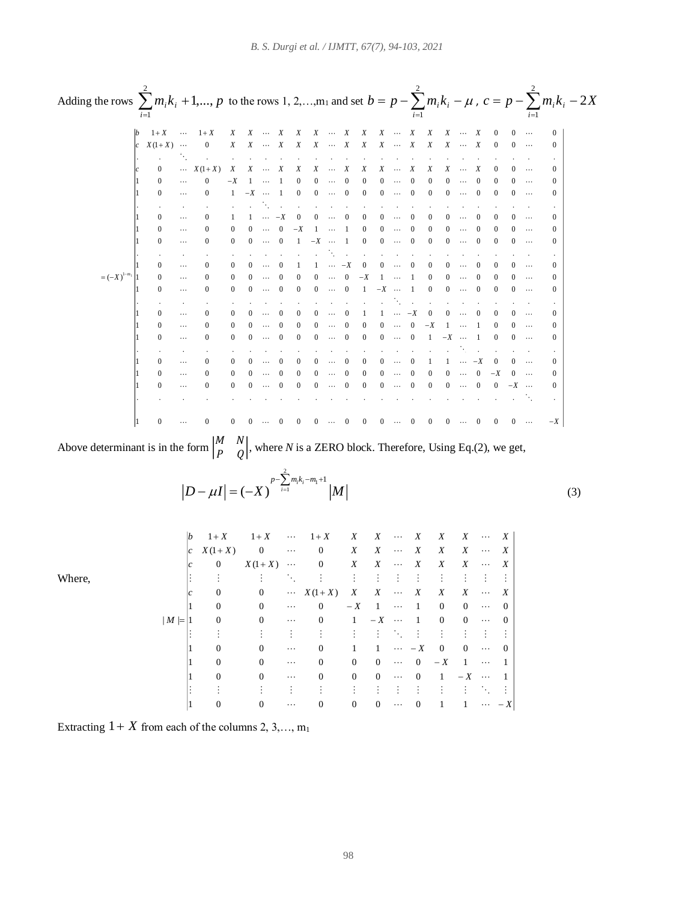Adding the rows $\sum_{i=1}^{2} m_i k_i + 1, ..., p$ to the rows 1, 2,…,$m_1$ and set $b = p - \sum_{i=1}^{2} m_i k_i - \mu$ , $c = p - \sum_{i=1}^{2} m_i k_i - 2X$

$$
= (-X)^{1-m_1}
\begin{vmatrix}
b & 1+X & \cdots & 1+X & X & X & \cdots & X & X & X & \cdots & X & X & X & \cdots & X & X & X & \cdots & X & 0 & 0 & \cdots & 0 \\
c & X(1+X) & \cdots & 0 & X & X & \cdots & X & X & X & \cdots & X & X & X & \cdots & X & X & X & \cdots & X & 0 & 0 & \cdots & 0 \\
. & . & \ddots & . & . & . & . & . & . & . & . & . & . & . & . & . & . & . & . & . & . & . & . & . \\
c & 0 & \cdots & X(1+X) & X & X & \cdots & X & X & X & \cdots & X & X & X & \cdots & X & X & X & \cdots & X & 0 & 0 & \cdots & 0 \\
1 & 0 & \cdots & 0 & -X & 1 & \cdots & 1 & 0 & 0 & \cdots & 0 & 0 & 0 & \cdots & 0 & 0 & 0 & \cdots & 0 & 0 & 0 & \cdots & 0 \\
1 & 0 & \cdots & 0 & 1 & -X & \cdots & 1 & 0 & 0 & \cdots & 0 & 0 & 0 & \cdots & 0 & 0 & 0 & \cdots & 0 & 0 & 0 & \cdots & 0 \\
. & . & . & . & . & . & \ddots & . & . & . & . & . & . & . & . & . & . & . & . & . & . & . & . & . \\
1 & 0 & \cdots & 0 & 1 & 1 & \cdots & -X & 0 & 0 & \cdots & 0 & 0 & 0 & \cdots & 0 & 0 & 0 & \cdots & 0 & 0 & 0 & \cdots & 0 \\
1 & 0 & \cdots & 0 & 0 & 0 & \cdots & 0 & -X & 1 & \cdots & 1 & 0 & 0 & \cdots & 0 & 0 & 0 & \cdots & 0 & 0 & 0 & \cdots & 0 \\
1 & 0 & \cdots & 0 & 0 & 0 & \cdots & 0 & 1 & -X & \cdots & 1 & 0 & 0 & \cdots & 0 & 0 & 0 & \cdots & 0 & 0 & 0 & \cdots & 0 \\
. & . & . & . & . & . & . & . & . & . & \ddots & . & . & . & . & . & . & . & . & . & . & . & . & . \\
1 & 0 & \cdots & 0 & 0 & 0 & \cdots & 0 & 1 & 1 & \cdots & -X & 0 & 0 & \cdots & 0 & 0 & 0 & \cdots & 0 & 0 & 0 & \cdots & 0 \\
1 & 0 & \cdots & 0 & 0 & 0 & \cdots & 0 & 0 & 0 & \cdots & 0 & -X & 1 & \cdots & 1 & 0 & 0 & \cdots & 0 & 0 & 0 & \cdots & 0 \\
1 & 0 & \cdots & 0 & 0 & 0 & \cdots & 0 & 0 & 0 & \cdots & 0 & 1 & -X & \cdots & 1 & 0 & 0 & \cdots & 0 & 0 & 0 & \cdots & 0 \\
. & . & . & . & . & . & . & . & . & . & . & . & . & . & \ddots & . & . & . & . & . & . & . & . & . \\
1 & 0 & \cdots & 0 & 0 & 0 & \cdots & 0 & 0 & 0 & \cdots & 0 & 1 & 1 & \cdots & -X & 0 & 0 & \cdots & 0 & 0 & 0 & \cdots & 0 \\
1 & 0 & \cdots & 0 & 0 & 0 & \cdots & 0 & 0 & 0 & \cdots & 0 & 0 & 0 & \cdots & 0 & -X & 1 & \cdots & 1 & 0 & 0 & \cdots & 0 \\
1 & 0 & \cdots & 0 & 0 & 0 & \cdots & 0 & 0 & 0 & \cdots & 0 & 0 & 0 & \cdots & 0 & 1 & -X & \cdots & 1 & 0 & 0 & \cdots & 0 \\
. & . & . & . & . & . & . & . & . & . & . & . & . & . & . & . & . & . & \ddots & . & . & . & . & . \\
1 & 0 & \cdots & 0 & 0 & 0 & \cdots & 0 & 0 & 0 & \cdots & 0 & 0 & 0 & \cdots & 0 & 1 & 1 & \cdots & -X & 0 & 0 & \cdots & 0 \\
1 & 0 & \cdots & 0 & 0 & 0 & \cdots & 0 & 0 & 0 & \cdots & 0 & 0 & 0 & \cdots & 0 & 0 & 0 & \cdots & 0 & -X & 0 & \cdots & 0 \\
1 & 0 & \cdots & 0 & 0 & 0 & \cdots & 0 & 0 & 0 & \cdots & 0 & 0 & 0 & \cdots & 0 & 0 & 0 & \cdots & 0 & 0 & -X & \cdots & 0 \\
. & . & . & . & . & . & . & . & . & . & . & . & . & . & . & . & . & . & . & . & . & . & \ddots & . \\
1 & 0 & \cdots & 0 & 0 & 0 & \cdots & 0 & 0 & 0 & \cdots & 0 & 0 & 0 & \cdots & 0 & 0 & 0 & \cdots & 0 & 0 & 0 & \cdots & -X
\end{vmatrix}
$$

Above determinant is in the form $\begin{vmatrix} M & N \\ P & Q \end{vmatrix}$, where $N$ is a ZERO block. Therefore, Using Eq.(2), we get,

$$
|D - \mu I| = (-X)^{p - \sum_{i=1}^{2} m_i k_i - m_1 + 1} |M| \tag{3}
$$

Where,

$$
|M| = \begin{vmatrix}
b & 1+X & 1+X & \cdots & 1+X & X & X & \cdots & X & X & X & \cdots & X \\
c & X(1+X) & 0 & \cdots & 0 & X & X & \cdots & X & X & X & \cdots & X \\
c & 0 & X(1+X) & \cdots & 0 & X & X & \cdots & X & X & X & \cdots & X \\
\vdots & \vdots & \vdots & \ddots & \vdots & \vdots & \vdots & \vdots & \vdots & \vdots & \vdots & \vdots & \vdots \\
c & 0 & 0 & \cdots & X(1+X) & X & X & \cdots & X & X & X & \cdots & X \\
1 & 0 & 0 & \cdots & 0 & -X & 1 & \cdots & 1 & 0 & 0 & \cdots & 0 \\
1 & 0 & 0 & \cdots & 0 & 1 & -X & \cdots & 1 & 0 & 0 & \cdots & 0 \\
\vdots & \vdots & \vdots & \vdots & \vdots & \vdots & \vdots & \ddots & \vdots & \vdots & \vdots & \vdots & \vdots \\
1 & 0 & 0 & \cdots & 0 & 1 & 1 & \cdots & -X & 0 & 0 & \cdots & 0 \\
1 & 0 & 0 & \cdots & 0 & 0 & 0 & \cdots & 0 & -X & 1 & \cdots & 1 \\
1 & 0 & 0 & \cdots & 0 & 0 & 0 & \cdots & 0 & 1 & -X & \cdots & 1 \\
\vdots & \vdots & \vdots & \vdots & \vdots & \vdots & \vdots & \vdots & \vdots & \vdots & \vdots & \ddots & \vdots \\
1 & 0 & 0 & \cdots & 0 & 0 & 0 & \cdots & 0 & 1 & 1 & \cdots & -X
\end{vmatrix}
$$

Extracting $1+X$ from each of the columns 2, 3,…, $m_1$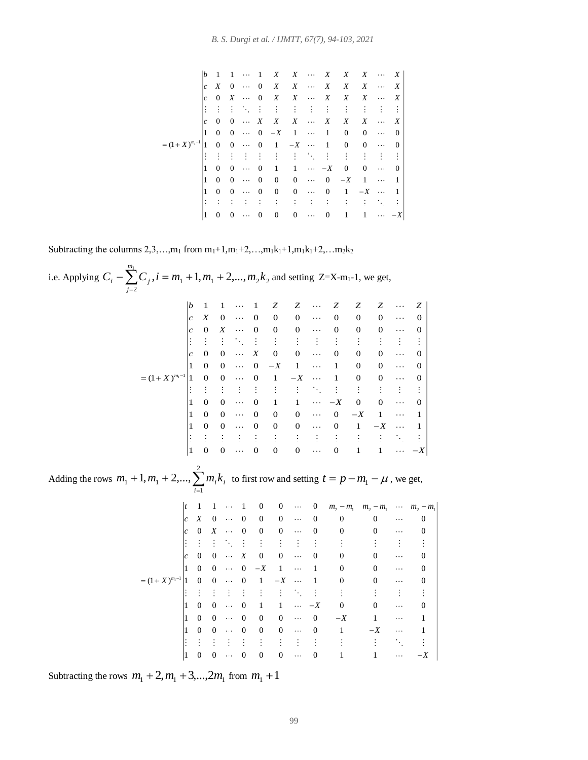$$
= (1+X)^{m_1-1}\begin{vmatrix}
b & 1 & 1 & \cdots & 1 & X & X & \cdots & X & X & X & \cdots & X \\
c & X & 0 & \cdots & 0 & X & X & \cdots & X & X & X & \cdots & X \\
c & 0 & X & \cdots & 0 & X & X & \cdots & X & X & X & \cdots & X \\
\vdots & \vdots & \vdots & \ddots & \vdots & \vdots & \vdots & \vdots & \vdots & \vdots & \vdots & \vdots & \vdots \\
c & 0 & 0 & \cdots & X & X & X & \cdots & X & X & X & \cdots & X \\
1 & 0 & 0 & \cdots & 0 & -X & 1 & \cdots & 1 & 0 & 0 & \cdots & 0 \\
1 & 0 & 0 & \cdots & 0 & 1 & -X & \cdots & 1 & 0 & 0 & \cdots & 0 \\
\vdots & \vdots & \vdots & \vdots & \vdots & \vdots & \vdots & \ddots & \vdots & \vdots & \vdots & \vdots & \vdots \\
1 & 0 & 0 & \cdots & 0 & 1 & 1 & \cdots & -X & 0 & 0 & \cdots & 0 \\
1 & 0 & 0 & \cdots & 0 & 0 & 0 & \cdots & 0 & -X & 1 & \cdots & 1 \\
1 & 0 & 0 & \cdots & 0 & 0 & 0 & \cdots & 0 & 1 & -X & \cdots & 1 \\
\vdots & \vdots & \vdots & \vdots & \vdots & \vdots & \vdots & \vdots & \vdots & \vdots & \vdots & \ddots & \vdots \\
1 & 0 & 0 & \cdots & 0 & 0 & 0 & \cdots & 0 & 1 & 1 & \cdots & -X
\end{vmatrix}
$$

Subtracting the columns $2,3,\ldots,m_1$ from $m_1+1, m_1+2,\ldots, m_1k_1+1, m_1k_1+2,\ldots m_2k_2$

i.e. Applying $C_i - \sum_{j=2}^{m_1} C_j, i = m_1+1, m_1+2,\ldots, m_2k_2$ and setting $Z=X-m_1-1$, we get,

$$
= (1+X)^{m_1-1}\begin{vmatrix}
b & 1 & 1 & \cdots & 1 & Z & Z & \cdots & Z & Z & Z & \cdots & Z \\
c & X & 0 & \cdots & 0 & 0 & 0 & \cdots & 0 & 0 & 0 & \cdots & 0 \\
c & 0 & X & \cdots & 0 & 0 & 0 & \cdots & 0 & 0 & 0 & \cdots & 0 \\
\vdots & \vdots & \vdots & \ddots & \vdots & \vdots & \vdots & \vdots & \vdots & \vdots & \vdots & \vdots & \vdots \\
c & 0 & 0 & \cdots & X & 0 & 0 & \cdots & 0 & 0 & 0 & \cdots & 0 \\
1 & 0 & 0 & \cdots & 0 & -X & 1 & \cdots & 1 & 0 & 0 & \cdots & 0 \\
1 & 0 & 0 & \cdots & 0 & 1 & -X & \cdots & 1 & 0 & 0 & \cdots & 0 \\
\vdots & \vdots & \vdots & \vdots & \vdots & \vdots & \vdots & \ddots & \vdots & \vdots & \vdots & \vdots & \vdots \\
1 & 0 & 0 & \cdots & 0 & 1 & 1 & \cdots & -X & 0 & 0 & \cdots & 0 \\
1 & 0 & 0 & \cdots & 0 & 0 & 0 & \cdots & 0 & -X & 1 & \cdots & 1 \\
1 & 0 & 0 & \cdots & 0 & 0 & 0 & \cdots & 0 & 1 & -X & \cdots & 1 \\
\vdots & \vdots & \vdots & \vdots & \vdots & \vdots & \vdots & \vdots & \vdots & \vdots & \vdots & \ddots & \vdots \\
1 & 0 & 0 & \cdots & 0 & 0 & 0 & \cdots & 0 & 1 & 1 & \cdots & -X
\end{vmatrix}
$$

Adding the rows $m_1+1, m_1+2, \ldots, \sum_{i=1}^{2} m_ik_i$ to first row and setting $t = p - m_1 - \mu$, we get,

$$
= (1+X)^{m_1-1}\begin{vmatrix}
t & 1 & 1 & \cdots & 1 & 0 & 0 & \cdots & 0 & m_2-m_1 & m_2-m_1 & \cdots & m_2-m_1 \\
c & X & 0 & \cdots & 0 & 0 & 0 & \cdots & 0 & 0 & 0 & \cdots & 0 \\
c & 0 & X & \cdots & 0 & 0 & 0 & \cdots & 0 & 0 & 0 & \cdots & 0 \\
\vdots & \vdots & \vdots & \ddots & \vdots & \vdots & \vdots & \vdots & \vdots & \vdots & \vdots & \vdots & \vdots \\
c & 0 & 0 & \cdots & X & 0 & 0 & \cdots & 0 & 0 & 0 & \cdots & 0 \\
1 & 0 & 0 & \cdots & 0 & -X & 1 & \cdots & 1 & 0 & 0 & \cdots & 0 \\
1 & 0 & 0 & \cdots & 0 & 1 & -X & \cdots & 1 & 0 & 0 & \cdots & 0 \\
\vdots & \vdots & \vdots & \vdots & \vdots & \vdots & \vdots & \ddots & \vdots & \vdots & \vdots & \vdots & \vdots \\
1 & 0 & 0 & \cdots & 0 & 1 & 1 & \cdots & -X & 0 & 0 & \cdots & 0 \\
1 & 0 & 0 & \cdots & 0 & 0 & 0 & \cdots & 0 & -X & 1 & \cdots & 1 \\
1 & 0 & 0 & \cdots & 0 & 0 & 0 & \cdots & 0 & 1 & -X & \cdots & 1 \\
\vdots & \vdots & \vdots & \vdots & \vdots & \vdots & \vdots & \vdots & \vdots & \vdots & \vdots & \ddots & \vdots \\
1 & 0 & 0 & \cdots & 0 & 0 & 0 & \cdots & 0 & 1 & 1 & \cdots & -X
\end{vmatrix}
$$

Subtracting the rows $m_1+2, m_1+3, \ldots, 2m_1$ from $m_1+1$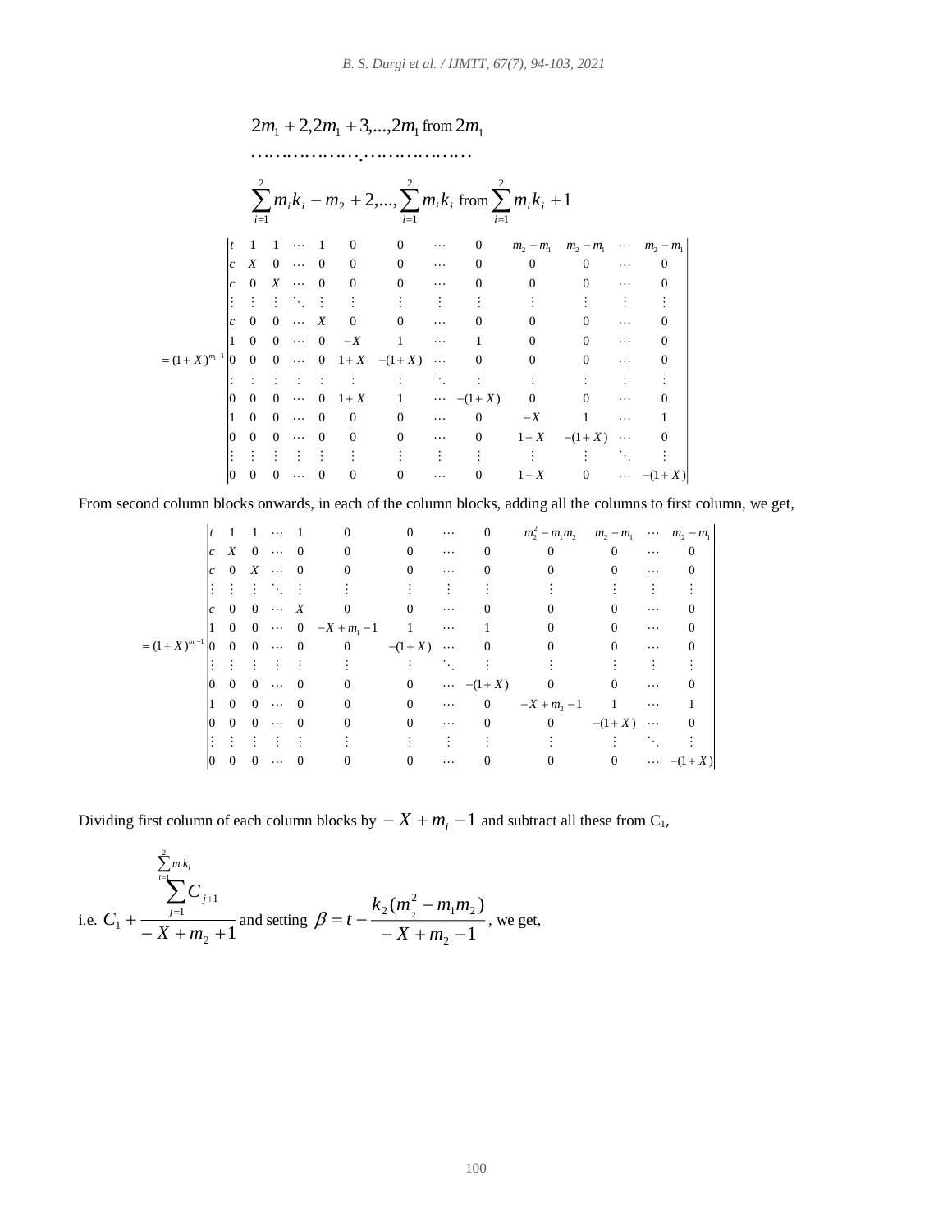$$2m_1 + 2, 2m_1 + 3, ..., 2m_1 \text{ from } 2m_1$$

………………….………………

$$\sum_{i=1}^{2} m_i k_i - m_2 + 2, ..., \sum_{i=1}^{2} m_i k_i \text{ from } \sum_{i=1}^{2} m_i k_i + 1$$

$$= (1+X)^{m_1 - 1} \begin{vmatrix} t & 1 & 1 & \cdots & 1 & 0 & 0 & \cdots & 0 & m_2 - m_1 & m_2 - m_1 & \cdots & m_2 - m_1 \\ c & X & 0 & \cdots & 0 & 0 & 0 & \cdots & 0 & 0 & 0 & \cdots & 0 \\ c & 0 & X & \cdots & 0 & 0 & 0 & \cdots & 0 & 0 & 0 & \cdots & 0 \\ \vdots & \vdots & \vdots & \ddots & \vdots & \vdots & \vdots & \vdots & \vdots & \vdots & \vdots & \vdots & \vdots \\ c & 0 & 0 & \cdots & X & 0 & 0 & \cdots & 0 & 0 & 0 & \cdots & 0 \\ 1 & 0 & 0 & \cdots & 0 & -X & 1 & \cdots & 1 & 0 & 0 & \cdots & 0 \\ 0 & 0 & 0 & \cdots & 0 & 1+X & -(1+X) & \cdots & 0 & 0 & 0 & \cdots & 0 \\ \vdots & \vdots & \vdots & \vdots & \vdots & \vdots & \vdots & \ddots & \vdots & \vdots & \vdots & \vdots & \vdots \\ 0 & 0 & 0 & \cdots & 0 & 1+X & 1 & \cdots & -(1+X) & 0 & 0 & \cdots & 0 \\ 1 & 0 & 0 & \cdots & 0 & 0 & 0 & \cdots & 0 & -X & 1 & \cdots & 1 \\ 0 & 0 & 0 & \cdots & 0 & 0 & 0 & \cdots & 0 & 1+X & -(1+X) & \cdots & 0 \\ \vdots & \vdots & \vdots & \vdots & \vdots & \vdots & \vdots & \vdots & \vdots & \vdots & \vdots & \ddots & \vdots \\ 0 & 0 & 0 & \cdots & 0 & 0 & 0 & \cdots & 0 & 1+X & 0 & \cdots & -(1+X) \end{vmatrix}$$

From second column blocks onwards, in each of the column blocks, adding all the columns to first column, we get,

$$= (1+X)^{m_1 - 1} \begin{vmatrix} t & 1 & 1 & \cdots & 1 & 0 & 0 & \cdots & 0 & m_2^2 - m_1 m_2 & m_2 - m_1 & \cdots & m_2 - m_1 \\ c & X & 0 & \cdots & 0 & 0 & 0 & \cdots & 0 & 0 & 0 & \cdots & 0 \\ c & 0 & X & \cdots & 0 & 0 & 0 & \cdots & 0 & 0 & 0 & \cdots & 0 \\ \vdots & \vdots & \vdots & \ddots & \vdots & \vdots & \vdots & \vdots & \vdots & \vdots & \vdots & \vdots & \vdots \\ c & 0 & 0 & \cdots & X & 0 & 0 & \cdots & 0 & 0 & 0 & \cdots & 0 \\ 1 & 0 & 0 & \cdots & 0 & -X + m_1 - 1 & 1 & \cdots & 1 & 0 & 0 & \cdots & 0 \\ 0 & 0 & 0 & \cdots & 0 & 0 & -(1+X) & \cdots & 0 & 0 & 0 & \cdots & 0 \\ \vdots & \vdots & \vdots & \vdots & \vdots & \vdots & \vdots & \ddots & \vdots & \vdots & \vdots & \vdots & \vdots \\ 0 & 0 & 0 & \cdots & 0 & 0 & 0 & \cdots & -(1+X) & 0 & 0 & \cdots & 0 \\ 1 & 0 & 0 & \cdots & 0 & 0 & 0 & \cdots & 0 & -X + m_2 - 1 & 1 & \cdots & 1 \\ 0 & 0 & 0 & \cdots & 0 & 0 & 0 & \cdots & 0 & 0 & -(1+X) & \cdots & 0 \\ \vdots & \vdots & \vdots & \vdots & \vdots & \vdots & \vdots & \vdots & \vdots & \vdots & \vdots & \ddots & \vdots \\ 0 & 0 & 0 & \cdots & 0 & 0 & 0 & \cdots & 0 & 0 & 0 & \cdots & -(1+X) \end{vmatrix}$$

Dividing first column of each column blocks by $-X + m_i - 1$ and subtract all these from $C_1$,

i.e. $C_1 + \dfrac{\sum_{j=1}^{\sum_{i=1}^{2} m_i k_i} C_{j+1}}{-X + m_2 + 1}$ and setting $\beta = t - \dfrac{k_2(m_2^2 - m_1 m_2)}{-X + m_2 - 1}$, we get,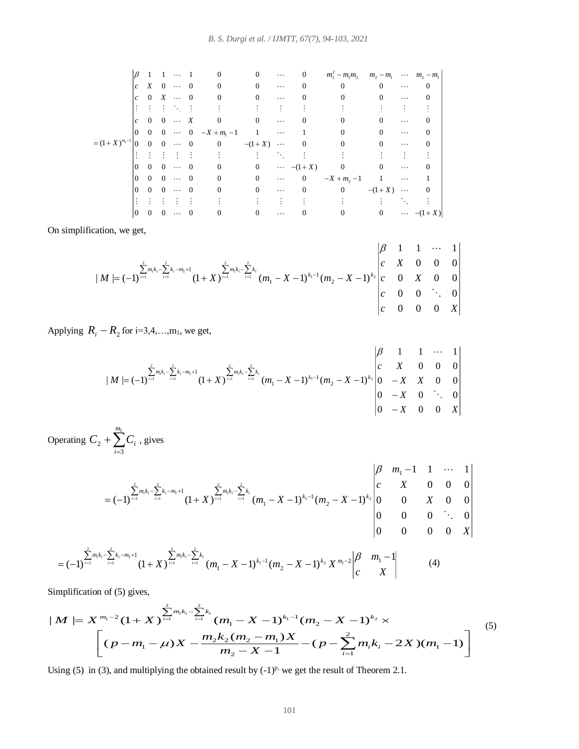$$
= (1+X)^{m_1-1}\begin{vmatrix}
\beta & 1 & 1 & \cdots & 1 & 0 & 0 & \cdots & 0 & m_2^2-m_1m_2 & m_2-m_1 & \cdots & m_2-m_1 \\
c & X & 0 & \cdots & 0 & 0 & 0 & \cdots & 0 & 0 & 0 & \cdots & 0 \\
c & 0 & X & \cdots & 0 & 0 & 0 & \cdots & 0 & 0 & 0 & \cdots & 0 \\
\vdots & \vdots & \vdots & \ddots & \vdots & \vdots & \vdots & \vdots & \vdots & \vdots & \vdots & \vdots & \vdots \\
c & 0 & 0 & \cdots & X & 0 & 0 & \cdots & 0 & 0 & 0 & \cdots & 0 \\
0 & 0 & 0 & \cdots & 0 & -X+m_1-1 & 1 & \cdots & 1 & 0 & 0 & \cdots & 0 \\
0 & 0 & 0 & \cdots & 0 & 0 & -(1+X) & \cdots & 0 & 0 & 0 & \cdots & 0 \\
\vdots & \vdots & \vdots & \vdots & \vdots & \vdots & \vdots & \ddots & \vdots & \vdots & \vdots & \vdots & \vdots \\
0 & 0 & 0 & \cdots & 0 & 0 & 0 & \cdots & -(1+X) & 0 & 0 & \cdots & 0 \\
0 & 0 & 0 & \cdots & 0 & 0 & 0 & \cdots & 0 & -X+m_2-1 & 1 & \cdots & 1 \\
0 & 0 & 0 & \cdots & 0 & 0 & 0 & \cdots & 0 & 0 & -(1+X) & \cdots & 0 \\
\vdots & \vdots & \vdots & \vdots & \vdots & \vdots & \vdots & \vdots & \vdots & \vdots & \vdots & \ddots & \vdots \\
0 & 0 & 0 & \cdots & 0 & 0 & 0 & \cdots & 0 & 0 & 0 & \cdots & -(1+X)
\end{vmatrix}
$$

On simplification, we get,

$$
|M| = (-1)^{\sum_{i=1}^{2} m_i k_i - \sum_{i=1}^{2} k_i - m_1 + 1} (1+X)^{\sum_{i=1}^{2} m_i k_i - \sum_{i=1}^{2} k_i} (m_1 - X - 1)^{k_1 - 1} (m_2 - X - 1)^{k_2} \begin{vmatrix}
\beta & 1 & 1 & \cdots & 1 \\
c & X & 0 & 0 & 0 \\
c & 0 & X & 0 & 0 \\
c & 0 & 0 & \ddots & 0 \\
c & 0 & 0 & 0 & X
\end{vmatrix}
$$

Applying $R_i - R_2$ for i=3,4,…,$m_1$, we get,

$$
|M| = (-1)^{\sum_{i=1}^{2} m_i k_i - \sum_{i=1}^{2} k_i - m_1 + 1} (1+X)^{\sum_{i=1}^{2} m_i k_i - \sum_{i=1}^{2} k_i} (m_1 - X - 1)^{k_1 - 1} (m_2 - X - 1)^{k_2} \begin{vmatrix}
\beta & 1 & 1 & \cdots & 1 \\
c & X & 0 & 0 & 0 \\
0 & -X & X & 0 & 0 \\
0 & -X & 0 & \ddots & 0 \\
0 & -X & 0 & 0 & X
\end{vmatrix}
$$

Operating $C_2 + \sum_{i=3}^{m_1} C_i$ , gives

$$
= (-1)^{\sum_{i=1}^{2} m_i k_i - \sum_{i=1}^{2} k_i - m_1 + 1} (1+X)^{\sum_{i=1}^{2} m_i k_i - \sum_{i=1}^{2} k_i} (m_1 - X - 1)^{k_1 - 1} (m_2 - X - 1)^{k_2} \begin{vmatrix}
\beta & m_1 - 1 & 1 & \cdots & 1 \\
c & X & 0 & 0 & 0 \\
0 & 0 & X & 0 & 0 \\
0 & 0 & 0 & \ddots & 0 \\
0 & 0 & 0 & 0 & X
\end{vmatrix}
$$

$$
= (-1)^{\sum_{i=1}^{2} m_i k_i - \sum_{i=1}^{2} k_i - m_1 + 1} (1+X)^{\sum_{i=1}^{2} m_i k_i - \sum_{i=1}^{2} k_i} (m_1 - X - 1)^{k_1 - 1} (m_2 - X - 1)^{k_2} X^{m_1 - 2} \begin{vmatrix}
\beta & m_1 - 1 \\
c & X
\end{vmatrix} \qquad (4)
$$

Simplification of (5) gives,

$$
|M| = X^{m_1 - 2} (1+X)^{\sum_{i=1}^{2} m_i k_i - \sum_{i=1}^{2} k_i} (m_1 - X - 1)^{k_1 - 1} (m_2 - X - 1)^{k_2} \times \left[ (p - m_1 - \mu) X - \frac{m_2 k_2 (m_2 - m_1) X}{m_2 - X - 1} - (p - \sum_{i=1}^{2} m_i k_i - 2X)(m_1 - 1) \right] \qquad (5)
$$

Using (5) in (3), and multiplying the obtained result by $(-1)^p$, we get the result of Theorem 2.1.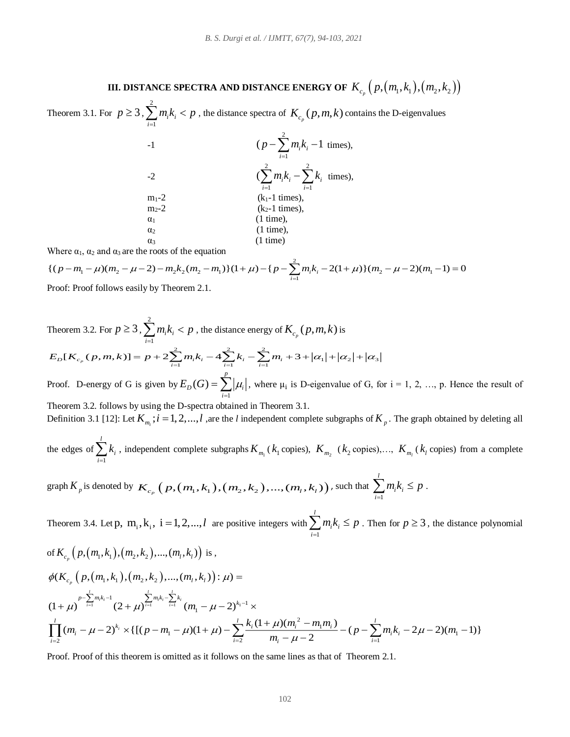## III. DISTANCE SPECTRA AND DISTANCE ENERGY OF $K_{c_p}\left(p,(m_1,k_1),(m_2,k_2)\right)$

Theorem 3.1. For $p \geq 3$, $\sum_{i=1}^{2} m_i k_i < p$, the distance spectra of $K_{c_p}(p,m,k)$ contains the D-eigenvalues

| | |
|---|---|
| -1 | $(p-\sum_{i=1}^{2} m_i k_i - 1$ times), |
| -2 | $(\sum_{i=1}^{2} m_i k_i - \sum_{i=1}^{2} k_i$ times), |
| $m_1$-2 | ($k_1$-1 times), |
| $m_2$-2 | ($k_2$-1 times), |
| $\alpha_1$ | (1 time), |
| $\alpha_2$ | (1 time), |
| $\alpha_3$ | (1 time) |

Where $\alpha_1$, $\alpha_2$ and $\alpha_3$ are the roots of the equation

$$\{(p-m_1-\mu)(m_2-\mu-2)-m_2k_2(m_2-m_1)\}(1+\mu)-\{p-\sum_{i=1}^{2} m_i k_i - 2(1+\mu)\}(m_2-\mu-2)(m_1-1)=0$$

Proof: Proof follows easily by Theorem 2.1.

Theorem 3.2. For $p \geq 3$, $\sum_{i=1}^{2} m_i k_i < p$, the distance energy of $K_{c_p}(p,m,k)$ is

$$E_D[K_{c_p}(p,m,k)] = p + 2\sum_{i=1}^{2} m_i k_i - 4\sum_{i=1}^{2} k_i - \sum_{i=1}^{2} m_i + 3 + |\alpha_1| + |\alpha_2| + |\alpha_3|$$

Proof. D-energy of G is given by $E_D(G) = \sum_{i=1}^{p} |\mu_i|$, where $\mu_i$ is D-eigenvalue of G, for i = 1, 2, …, p. Hence the result of Theorem 3.2. follows by using the D-spectra obtained in Theorem 3.1.

Definition 3.1 [12]: Let $K_{m_i}; i = 1,2,...,l$, are the $l$ independent complete subgraphs of $K_p$. The graph obtained by deleting all the edges of $\sum_{i=1}^{l} k_i$, independent complete subgraphs $K_{m_1}$ ($k_1$ copies), $K_{m_2}$ ($k_2$ copies),…, $K_{m_l}$ ($k_l$ copies) from a complete graph $K_p$ is denoted by $K_{c_p}\left(p,(m_1,k_1),(m_2,k_2),...,(m_l,k_l)\right)$, such that $\sum_{i=1}^{l} m_i k_i \leq p$.

Theorem 3.4. Let $p$, $m_i, k_i$, $i = 1,2,...,l$ are positive integers with $\sum_{i=1}^{l} m_i k_i \leq p$. Then for $p \geq 3$, the distance polynomial of $K_{c_p}\left(p,(m_1,k_1),(m_2,k_2),...,(m_l,k_l)\right)$ is ,

$$\phi(K_{c_p}\left(p,(m_1,k_1),(m_2,k_2),...,(m_l,k_l)\right):\mu) =$$

$$(1+\mu)^{p-\sum_{i=1}^{l} m_i k_i - 1}(2+\mu)^{\sum_{i=1}^{l} m_i k_i - \sum_{i=1}^{l} k_i}(m_1-\mu-2)^{k_1-1} \times$$

$$\prod_{i=2}^{l}(m_i-\mu-2)^{k_i} \times \{[(p-m_1-\mu)(1+\mu) - \sum_{i=2}^{l}\frac{k_i(1+\mu)(m_i^2-m_1m_i)}{m_i-\mu-2} - (p-\sum_{i=1}^{l} m_i k_i - 2\mu - 2)(m_1-1)\}$$

Proof. Proof of this theorem is omitted as it follows on the same lines as that of Theorem 2.1.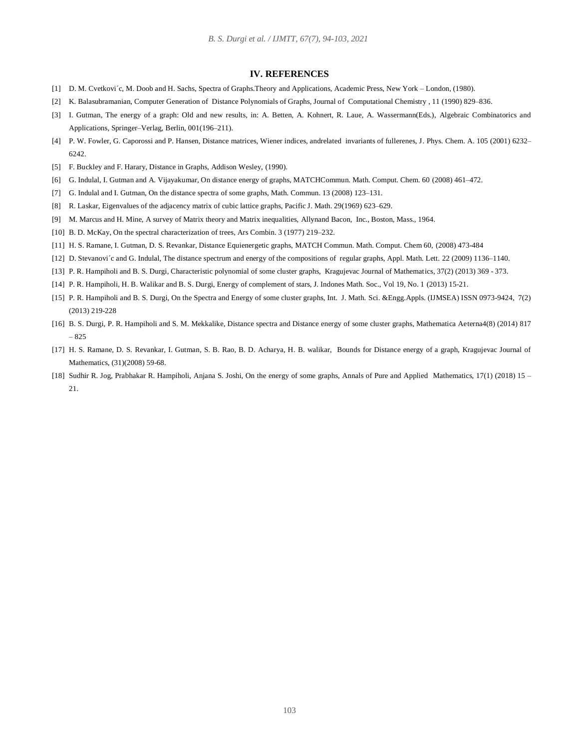## IV. REFERENCES

[1] D. M. Cvetkovi´c, M. Doob and H. Sachs, Spectra of Graphs.Theory and Applications, Academic Press, New York – London, (1980).

[2] K. Balasubramanian, Computer Generation of Distance Polynomials of Graphs, Journal of Computational Chemistry , 11 (1990) 829–836.

[3] I. Gutman, The energy of a graph: Old and new results, in: A. Betten, A. Kohnert, R. Laue, A. Wassermann(Eds.), Algebraic Combinatorics and Applications, Springer–Verlag, Berlin, 001(196–211).

[4] P. W. Fowler, G. Caporossi and P. Hansen, Distance matrices, Wiener indices, andrelated invariants of fullerenes, J. Phys. Chem. A. 105 (2001) 6232–6242.

[5] F. Buckley and F. Harary, Distance in Graphs, Addison Wesley, (1990).

[6] G. Indulal, I. Gutman and A. Vijayakumar, On distance energy of graphs, MATCHCommun. Math. Comput. Chem. 60 (2008) 461–472.

[7] G. Indulal and I. Gutman, On the distance spectra of some graphs, Math. Commun. 13 (2008) 123–131.

[8] R. Laskar, Eigenvalues of the adjacency matrix of cubic lattice graphs, Pacific J. Math. 29(1969) 623–629.

[9] M. Marcus and H. Mine, A survey of Matrix theory and Matrix inequalities, Allynand Bacon, Inc., Boston, Mass., 1964.

[10] B. D. McKay, On the spectral characterization of trees, Ars Combin. 3 (1977) 219–232.

[11] H. S. Ramane, I. Gutman, D. S. Revankar, Distance Equienergetic graphs, MATCH Commun. Math. Comput. Chem 60, (2008) 473-484

[12] D. Stevanovi´c and G. Indulal, The distance spectrum and energy of the compositions of regular graphs, Appl. Math. Lett. 22 (2009) 1136–1140.

[13] P. R. Hampiholi and B. S. Durgi, Characteristic polynomial of some cluster graphs, Kragujevac Journal of Mathematics, 37(2) (2013) 369 - 373.

[14] P. R. Hampiholi, H. B. Walikar and B. S. Durgi, Energy of complement of stars, J. Indones Math. Soc., Vol 19, No. 1 (2013) 15-21.

[15] P. R. Hampiholi and B. S. Durgi, On the Spectra and Energy of some cluster graphs, Int. J. Math. Sci. &Engg.Appls. (IJMSEA) ISSN 0973-9424, 7(2) (2013) 219-228

[16] B. S. Durgi, P. R. Hampiholi and S. M. Mekkalike, Distance spectra and Distance energy of some cluster graphs, Mathematica Aeterna4(8) (2014) 817 – 825

[17] H. S. Ramane, D. S. Revankar, I. Gutman, S. B. Rao, B. D. Acharya, H. B. walikar, Bounds for Distance energy of a graph, Kragujevac Journal of Mathematics, (31)(2008) 59-68.

[18] Sudhir R. Jog, Prabhakar R. Hampiholi, Anjana S. Joshi, On the energy of some graphs, Annals of Pure and Applied Mathematics, 17(1) (2018) 15 – 21.